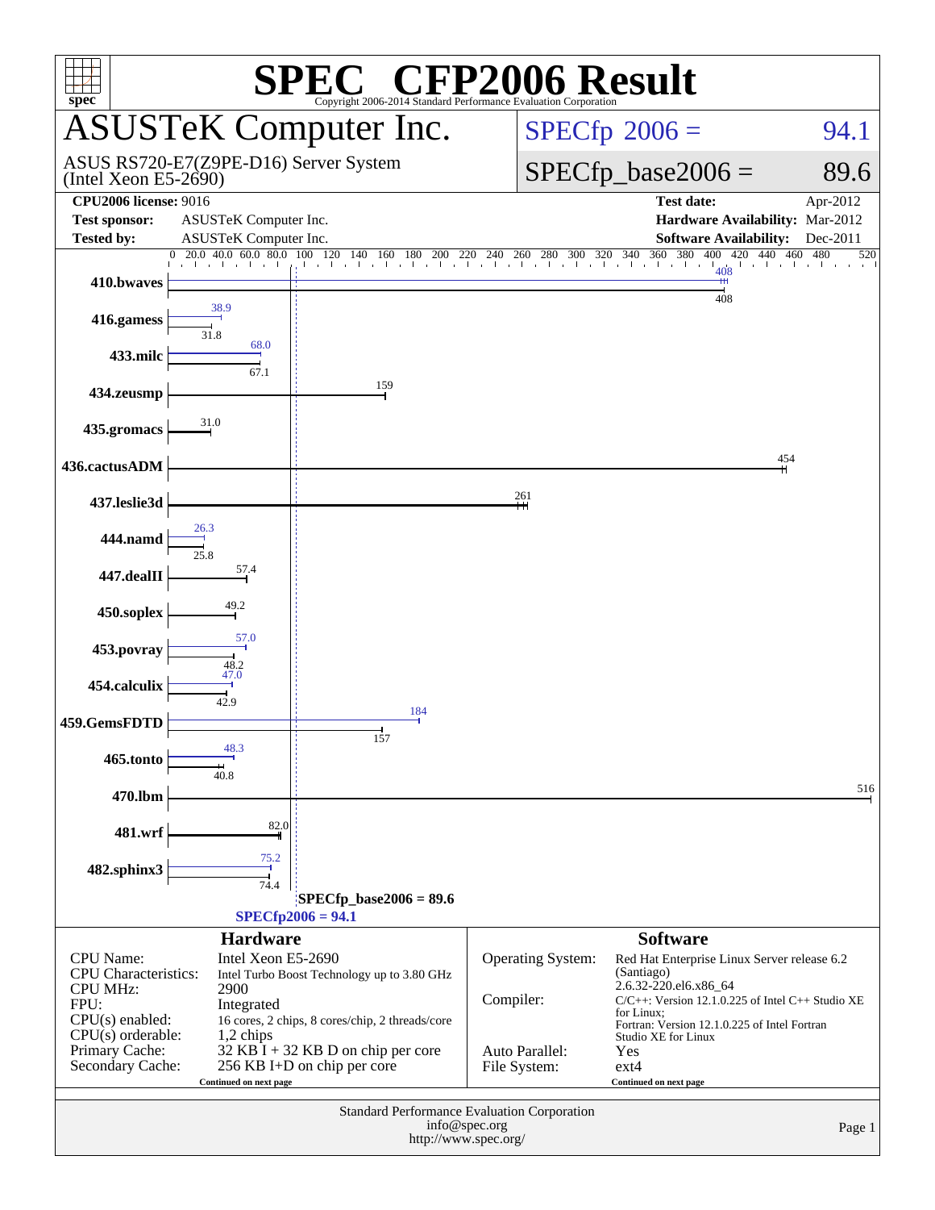# SPEC CFP2006 Result

Copyright 2006-2014 Standard Performance Evaluation Corporation

## ASUSTeK Computer Inc.

ASUS RS720-E7(Z9PE-D16) Server System (Intel Xeon E5-2690)

SPECfp 2006 = 94.1

SPECfp_base2006 = 89.6

| | | | |
|---|---|---|---|
| **CPU2006 license:** 9016 | | **Test date:** | Apr-2012 |
| **Test sponsor:** | ASUSTeK Computer Inc. | **Hardware Availability:** | Mar-2012 |
| **Tested by:** | ASUSTeK Computer Inc. | **Software Availability:** | Dec-2011 |

| Benchmark | Peak | Base |
|---|---|---|
| 410.bwaves | 408 | 408 |
| 416.gamess | 38.9 | 31.8 |
| 433.milc | 68.0 | 67.1 |
| 434.zeusmp | | 159 |
| 435.gromacs | | 31.0 |
| 436.cactusADM | | 454 |
| 437.leslie3d | | 261 |
| 444.namd | 26.3 | 25.8 |
| 447.dealII | | 57.4 |
| 450.soplex | | 49.2 |
| 453.povray | 57.0 | 48.2 |
| 454.calculix | 47.0 | 42.9 |
| 459.GemsFDTD | 184 | 157 |
| 465.tonto | 48.3 | 40.8 |
| 470.lbm | | 516 |
| 481.wrf | | 82.0 |
| 482.sphinx3 | 75.2 | 74.4 |

SPECfp_base2006 = 89.6

SPECfp2006 = 94.1

### Hardware

| | |
|---|---|
| CPU Name: | Intel Xeon E5-2690 |
| CPU Characteristics: | Intel Turbo Boost Technology up to 3.80 GHz |
| CPU MHz: | 2900 |
| FPU: | Integrated |
| CPU(s) enabled: | 16 cores, 2 chips, 8 cores/chip, 2 threads/core |
| CPU(s) orderable: | 1,2 chips |
| Primary Cache: | 32 KB I + 32 KB D on chip per core |
| Secondary Cache: | 256 KB I+D on chip per core |

Continued on next page

### Software

| | |
|---|---|
| Operating System: | Red Hat Enterprise Linux Server release 6.2 (Santiago) 2.6.32-220.el6.x86_64 |
| Compiler: | C/C++: Version 12.1.0.225 of Intel C++ Studio XE for Linux; Fortran: Version 12.1.0.225 of Intel Fortran Studio XE for Linux |
| Auto Parallel: | Yes |
| File System: | ext4 |

Continued on next page

Standard Performance Evaluation Corporation
info@spec.org
http://www.spec.org/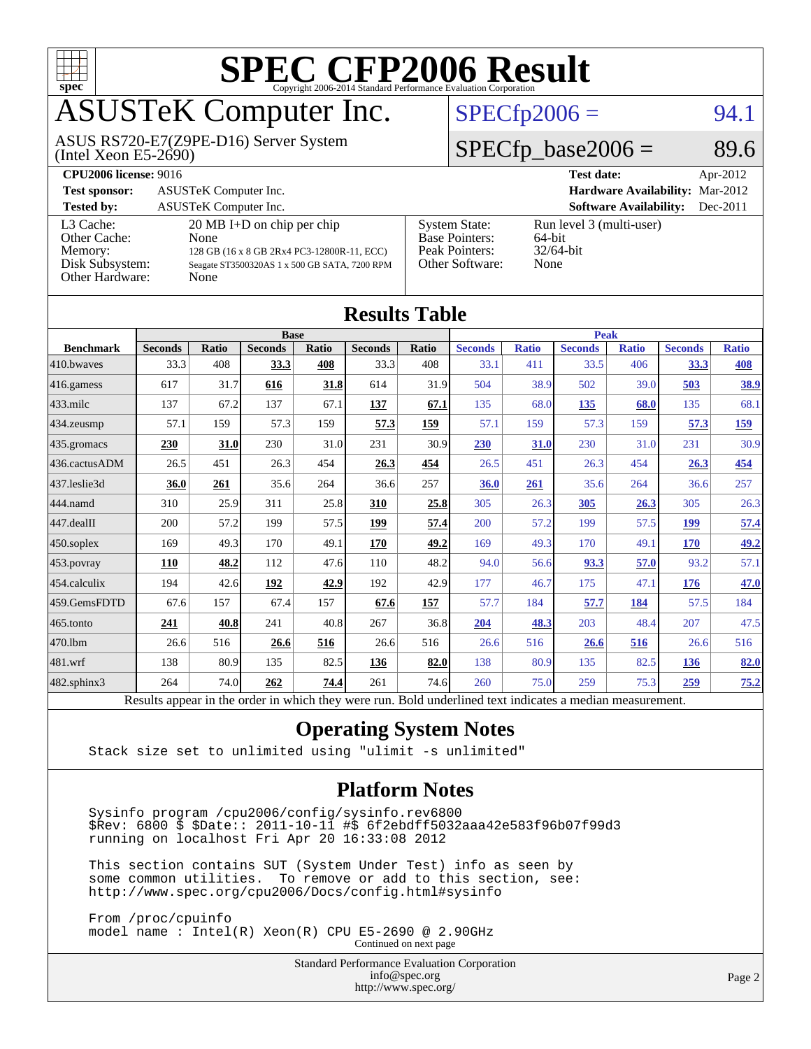# SPEC CFP2006 Result

Copyright 2006-2014 Standard Performance Evaluation Corporation

## ASUSTeK Computer Inc.

ASUS RS720-E7(Z9PE-D16) Server System
(Intel Xeon E5-2690)

SPECfp2006 = 94.1

SPECfp_base2006 = 89.6

| | | | |
|---|---|---|---|
| **CPU2006 license:** 9016 | | **Test date:** | Apr-2012 |
| **Test sponsor:** | ASUSTeK Computer Inc. | **Hardware Availability:** | Mar-2012 |
| **Tested by:** | ASUSTeK Computer Inc. | **Software Availability:** | Dec-2011 |

| | | | |
|---|---|---|---|
| L3 Cache: | 20 MB I+D on chip per chip | System State: | Run level 3 (multi-user) |
| Other Cache: | None | Base Pointers: | 64-bit |
| Memory: | 128 GB (16 x 8 GB 2Rx4 PC3-12800R-11, ECC) | Peak Pointers: | 32/64-bit |
| Disk Subsystem: | Seagate ST3500320AS 1 x 500 GB SATA, 7200 RPM | Other Software: | None |
| Other Hardware: | None | | |

## Results Table

| | Base | | | | | | Peak | | | | | |
|---|---|---|---|---|---|---|---|---|---|---|---|---|
| **Benchmark** | **Seconds** | **Ratio** | **Seconds** | **Ratio** | **Seconds** | **Ratio** | **Seconds** | **Ratio** | **Seconds** | **Ratio** | **Seconds** | **Ratio** |
| 410.bwaves | 33.3 | 408 | **33.3** | **408** | 33.3 | 408 | 33.1 | 411 | 33.5 | 406 | **33.3** | **408** |
| 416.gamess | 617 | 31.7 | **616** | **31.8** | 614 | 31.9 | 504 | 38.9 | 502 | 39.0 | **503** | **38.9** |
| 433.milc | 137 | 67.2 | 137 | 67.1 | **137** | **67.1** | 135 | 68.0 | **135** | **68.0** | 135 | 68.1 |
| 434.zeusmp | 57.1 | 159 | 57.3 | 159 | **57.3** | **159** | 57.1 | 159 | 57.3 | 159 | **57.3** | **159** |
| 435.gromacs | **230** | **31.0** | 230 | 31.0 | 231 | 30.9 | **230** | **31.0** | 230 | 31.0 | 231 | 30.9 |
| 436.cactusADM | 26.5 | 451 | 26.3 | 454 | **26.3** | **454** | 26.5 | 451 | 26.3 | 454 | **26.3** | **454** |
| 437.leslie3d | **36.0** | **261** | 35.6 | 264 | 36.6 | 257 | **36.0** | **261** | 35.6 | 264 | 36.6 | 257 |
| 444.namd | 310 | 25.9 | 311 | 25.8 | **310** | **25.8** | 305 | 26.3 | **305** | **26.3** | 305 | 26.3 |
| 447.dealII | 200 | 57.2 | 199 | 57.5 | **199** | **57.4** | 200 | 57.2 | 199 | 57.5 | **199** | **57.4** |
| 450.soplex | 169 | 49.3 | 170 | 49.1 | **170** | **49.2** | 169 | 49.3 | 170 | 49.1 | **170** | **49.2** |
| 453.povray | **110** | **48.2** | 112 | 47.6 | 110 | 48.2 | 94.0 | 56.6 | **93.3** | **57.0** | 93.2 | 57.1 |
| 454.calculix | 194 | 42.6 | **192** | **42.9** | 192 | 42.9 | 177 | 46.7 | 175 | 47.1 | **176** | **47.0** |
| 459.GemsFDTD | 67.6 | 157 | 67.4 | 157 | **67.6** | **157** | 57.7 | 184 | **57.7** | **184** | 57.5 | 184 |
| 465.tonto | **241** | **40.8** | 241 | 40.8 | 267 | 36.8 | **204** | **48.3** | 203 | 48.4 | 207 | 47.5 |
| 470.lbm | 26.6 | 516 | **26.6** | **516** | 26.6 | 516 | 26.6 | 516 | **26.6** | **516** | 26.6 | 516 |
| 481.wrf | 138 | 80.9 | 135 | 82.5 | **136** | **82.0** | 138 | 80.9 | 135 | 82.5 | **136** | **82.0** |
| 482.sphinx3 | 264 | 74.0 | **262** | **74.4** | 261 | 74.6 | 260 | 75.0 | 259 | 75.3 | **259** | **75.2** |

Results appear in the order in which they were run. Bold underlined text indicates a median measurement.

## Operating System Notes

```
Stack size set to unlimited using "ulimit -s unlimited"
```

## Platform Notes

```
Sysinfo program /cpu2006/config/sysinfo.rev6800
$Rev: 6800 $ $Date:: 2011-10-11 #$ 6f2ebdff5032aaa42e583f96b07f99d3
running on localhost Fri Apr 20 16:33:08 2012

This section contains SUT (System Under Test) info as seen by
some common utilities.  To remove or add to this section, see:
http://www.spec.org/cpu2006/Docs/config.html#sysinfo

From /proc/cpuinfo
model name : Intel(R) Xeon(R) CPU E5-2690 @ 2.90GHz
```

Continued on next page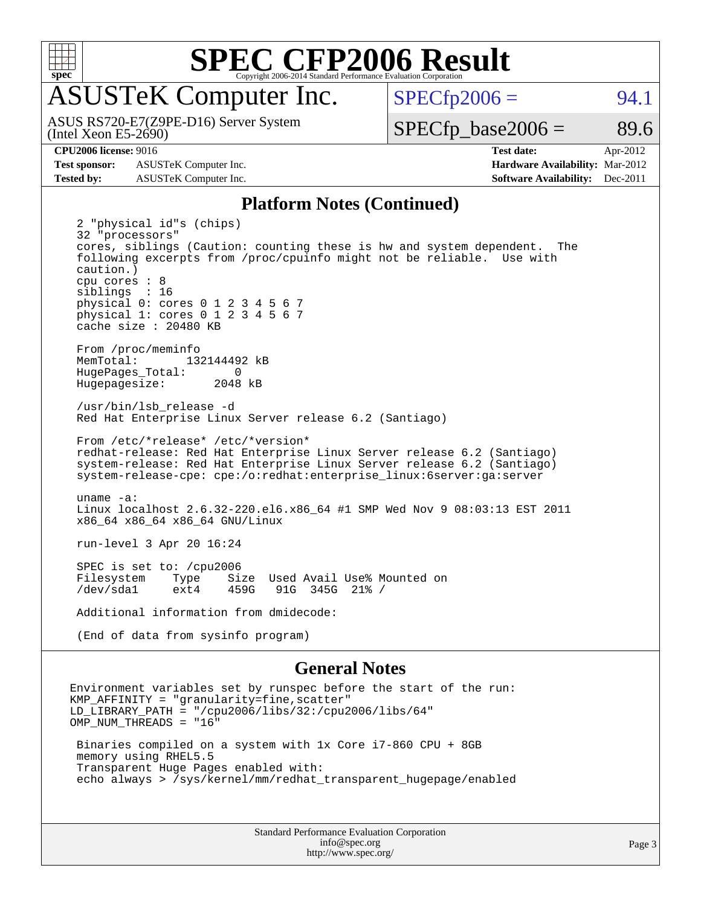# SPEC CFP2006 Result

## ASUSTeK Computer Inc.

ASUS RS720-E7(Z9PE-D16) Server System
(Intel Xeon E5-2690)

SPECfp2006 = 94.1

SPECfp_base2006 = 89.6

| | | | |
|---|---|---|---|
| **CPU2006 license:** 9016 | | **Test date:** | Apr-2012 |
| **Test sponsor:** | ASUSTeK Computer Inc. | **Hardware Availability:** | Mar-2012 |
| **Tested by:** | ASUSTeK Computer Inc. | **Software Availability:** | Dec-2011 |

### Platform Notes (Continued)

```
2 "physical id"s (chips)
32 "processors"
cores, siblings (Caution: counting these is hw and system dependent.  The
following excerpts from /proc/cpuinfo might not be reliable.  Use with
caution.)
cpu cores : 8
siblings  : 16
physical 0: cores 0 1 2 3 4 5 6 7
physical 1: cores 0 1 2 3 4 5 6 7
cache size : 20480 KB

From /proc/meminfo
MemTotal:       132144492 kB
HugePages_Total:       0
Hugepagesize:       2048 kB

/usr/bin/lsb_release -d
Red Hat Enterprise Linux Server release 6.2 (Santiago)

From /etc/*release* /etc/*version*
redhat-release: Red Hat Enterprise Linux Server release 6.2 (Santiago)
system-release: Red Hat Enterprise Linux Server release 6.2 (Santiago)
system-release-cpe: cpe:/o:redhat:enterprise_linux:6server:ga:server

uname -a:
Linux localhost 2.6.32-220.el6.x86_64 #1 SMP Wed Nov 9 08:03:13 EST 2011
x86_64 x86_64 x86_64 GNU/Linux

run-level 3 Apr 20 16:24

SPEC is set to: /cpu2006
Filesystem    Type    Size  Used Avail Use% Mounted on
/dev/sda1     ext4    459G   91G  345G  21% /

Additional information from dmidecode:

(End of data from sysinfo program)
```

### General Notes

```
Environment variables set by runspec before the start of the run:
KMP_AFFINITY = "granularity=fine,scatter"
LD_LIBRARY_PATH = "/cpu2006/libs/32:/cpu2006/libs/64"
OMP_NUM_THREADS = "16"

 Binaries compiled on a system with 1x Core i7-860 CPU + 8GB
 memory using RHEL5.5
 Transparent Huge Pages enabled with:
 echo always > /sys/kernel/mm/redhat_transparent_hugepage/enabled
```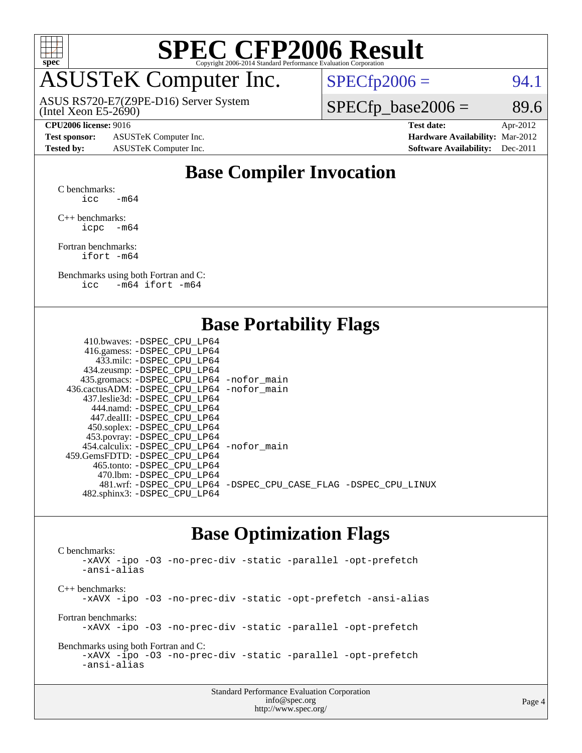# SPEC CFP2006 Result

Copyright 2006-2014 Standard Performance Evaluation Corporation

## ASUSTeK Computer Inc.

ASUS RS720-E7(Z9PE-D16) Server System (Intel Xeon E5-2690)

SPECfp2006 = 94.1

SPECfp_base2006 = 89.6

| | | | |
|---|---|---|---|
| **CPU2006 license:** 9016 | | **Test date:** | Apr-2012 |
| **Test sponsor:** | ASUSTeK Computer Inc. | **Hardware Availability:** | Mar-2012 |
| **Tested by:** | ASUSTeK Computer Inc. | **Software Availability:** | Dec-2011 |

## Base Compiler Invocation

C benchmarks:
```
icc   -m64
```

C++ benchmarks:
```
icpc  -m64
```

Fortran benchmarks:
```
ifort -m64
```

Benchmarks using both Fortran and C:
```
icc   -m64 ifort -m64
```

## Base Portability Flags

| Benchmark | Flags |
|---|---|
| 410.bwaves: | -DSPEC_CPU_LP64 |
| 416.gamess: | -DSPEC_CPU_LP64 |
| 433.milc: | -DSPEC_CPU_LP64 |
| 434.zeusmp: | -DSPEC_CPU_LP64 |
| 435.gromacs: | -DSPEC_CPU_LP64 -nofor_main |
| 436.cactusADM: | -DSPEC_CPU_LP64 -nofor_main |
| 437.leslie3d: | -DSPEC_CPU_LP64 |
| 444.namd: | -DSPEC_CPU_LP64 |
| 447.dealII: | -DSPEC_CPU_LP64 |
| 450.soplex: | -DSPEC_CPU_LP64 |
| 453.povray: | -DSPEC_CPU_LP64 |
| 454.calculix: | -DSPEC_CPU_LP64 -nofor_main |
| 459.GemsFDTD: | -DSPEC_CPU_LP64 |
| 465.tonto: | -DSPEC_CPU_LP64 |
| 470.lbm: | -DSPEC_CPU_LP64 |
| 481.wrf: | -DSPEC_CPU_LP64 -DSPEC_CPU_CASE_FLAG -DSPEC_CPU_LINUX |
| 482.sphinx3: | -DSPEC_CPU_LP64 |

## Base Optimization Flags

C benchmarks:
```
-xAVX -ipo -O3 -no-prec-div -static -parallel -opt-prefetch
-ansi-alias
```

C++ benchmarks:
```
-xAVX -ipo -O3 -no-prec-div -static -opt-prefetch -ansi-alias
```

Fortran benchmarks:
```
-xAVX -ipo -O3 -no-prec-div -static -parallel -opt-prefetch
```

Benchmarks using both Fortran and C:
```
-xAVX -ipo -O3 -no-prec-div -static -parallel -opt-prefetch
-ansi-alias
```

Standard Performance Evaluation Corporation
info@spec.org
http://www.spec.org/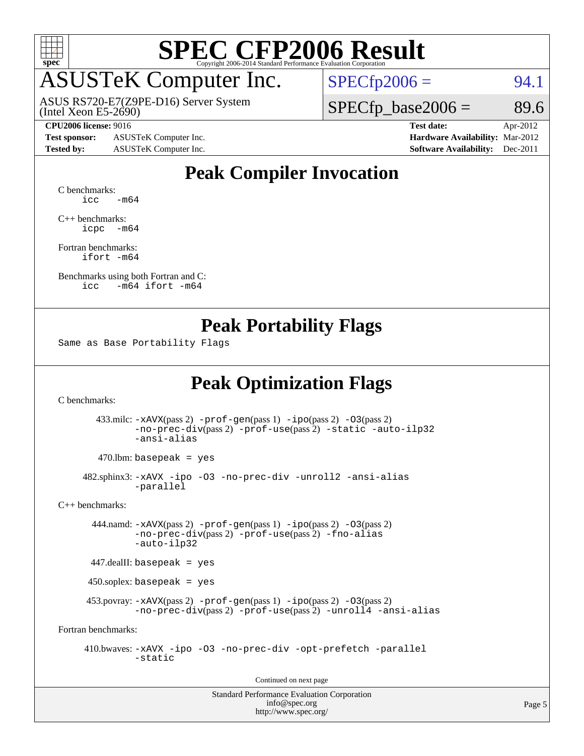# SPEC CFP2006 Result

Copyright 2006-2014 Standard Performance Evaluation Corporation

## ASUSTeK Computer Inc.

ASUS RS720-E7(Z9PE-D16) Server System
(Intel Xeon E5-2690)

SPECfp2006 = 94.1

SPECfp_base2006 = 89.6

**CPU2006 license:** 9016
**Test sponsor:** ASUSTeK Computer Inc.
**Tested by:** ASUSTeK Computer Inc.

**Test date:** Apr-2012
**Hardware Availability:** Mar-2012
**Software Availability:** Dec-2011

## Peak Compiler Invocation

C benchmarks:
```
icc   -m64
```

C++ benchmarks:
```
icpc  -m64
```

Fortran benchmarks:
```
ifort -m64
```

Benchmarks using both Fortran and C:
```
icc   -m64 ifort -m64
```

## Peak Portability Flags

Same as Base Portability Flags

## Peak Optimization Flags

C benchmarks:

433.milc: -xAVX(pass 2) -prof-gen(pass 1) -ipo(pass 2) -O3(pass 2) -no-prec-div(pass 2) -prof-use(pass 2) -static -auto-ilp32 -ansi-alias

470.lbm: basepeak = yes

482.sphinx3: -xAVX -ipo -O3 -no-prec-div -unroll2 -ansi-alias -parallel

C++ benchmarks:

444.namd: -xAVX(pass 2) -prof-gen(pass 1) -ipo(pass 2) -O3(pass 2) -no-prec-div(pass 2) -prof-use(pass 2) -fno-alias -auto-ilp32

447.dealII: basepeak = yes

450.soplex: basepeak = yes

453.povray: -xAVX(pass 2) -prof-gen(pass 1) -ipo(pass 2) -O3(pass 2) -no-prec-div(pass 2) -prof-use(pass 2) -unroll4 -ansi-alias

Fortran benchmarks:

410.bwaves: -xAVX -ipo -O3 -no-prec-div -opt-prefetch -parallel -static

Continued on next page

Standard Performance Evaluation Corporation
info@spec.org
http://www.spec.org/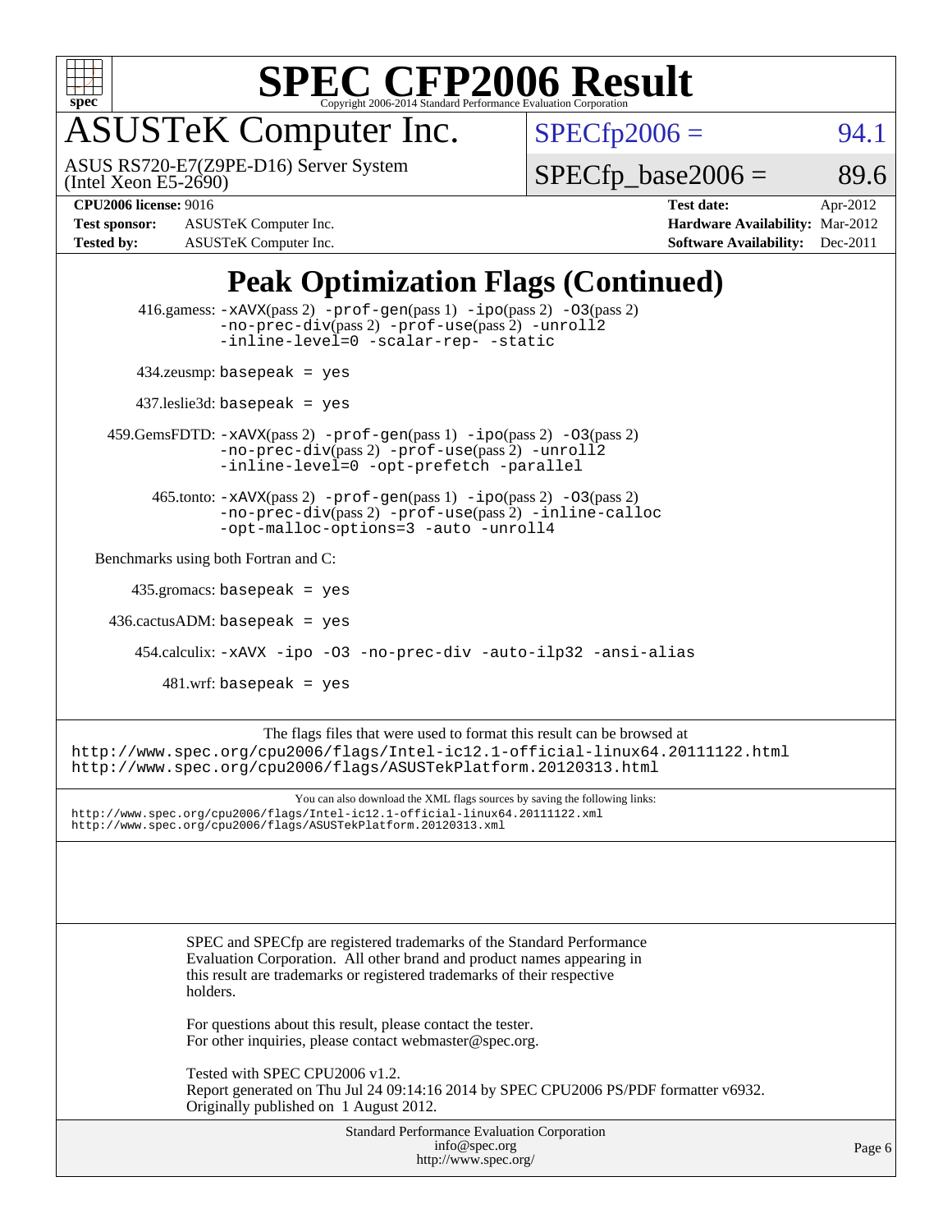# SPEC CFP2006 Result

Copyright 2006-2014 Standard Performance Evaluation Corporation

## ASUSTeK Computer Inc.

ASUS RS720-E7(Z9PE-D16) Server System (Intel Xeon E5-2690)

SPECfp2006 = 94.1

SPECfp_base2006 = 89.6

| | | | |
|---|---|---|---|
| **CPU2006 license:** 9016 | | **Test date:** | Apr-2012 |
| **Test sponsor:** | ASUSTeK Computer Inc. | **Hardware Availability:** | Mar-2012 |
| **Tested by:** | ASUSTeK Computer Inc. | **Software Availability:** | Dec-2011 |

## Peak Optimization Flags (Continued)

416.gamess: `-xAVX`(pass 2) `-prof-gen`(pass 1) `-ipo`(pass 2) `-O3`(pass 2) `-no-prec-div`(pass 2) `-prof-use`(pass 2) `-unroll2` `-inline-level=0` `-scalar-rep-` `-static`

434.zeusmp: `basepeak = yes`

437.leslie3d: `basepeak = yes`

459.GemsFDTD: `-xAVX`(pass 2) `-prof-gen`(pass 1) `-ipo`(pass 2) `-O3`(pass 2) `-no-prec-div`(pass 2) `-prof-use`(pass 2) `-unroll2` `-inline-level=0` `-opt-prefetch` `-parallel`

465.tonto: `-xAVX`(pass 2) `-prof-gen`(pass 1) `-ipo`(pass 2) `-O3`(pass 2) `-no-prec-div`(pass 2) `-prof-use`(pass 2) `-inline-calloc` `-opt-malloc-options=3` `-auto` `-unroll4`

Benchmarks using both Fortran and C:

435.gromacs: `basepeak = yes`

436.cactusADM: `basepeak = yes`

454.calculix: `-xAVX` `-ipo` `-O3` `-no-prec-div` `-auto-ilp32` `-ansi-alias`

481.wrf: `basepeak = yes`

The flags files that were used to format this result can be browsed at
http://www.spec.org/cpu2006/flags/Intel-ic12.1-official-linux64.20111122.html
http://www.spec.org/cpu2006/flags/ASUSTekPlatform.20120313.html

You can also download the XML flags sources by saving the following links:
http://www.spec.org/cpu2006/flags/Intel-ic12.1-official-linux64.20111122.xml
http://www.spec.org/cpu2006/flags/ASUSTekPlatform.20120313.xml

SPEC and SPECfp are registered trademarks of the Standard Performance Evaluation Corporation. All other brand and product names appearing in this result are trademarks or registered trademarks of their respective holders.

For questions about this result, please contact the tester.
For other inquiries, please contact webmaster@spec.org.

Tested with SPEC CPU2006 v1.2.
Report generated on Thu Jul 24 09:14:16 2014 by SPEC CPU2006 PS/PDF formatter v6932.
Originally published on 1 August 2012.

Standard Performance Evaluation Corporation
info@spec.org
http://www.spec.org/